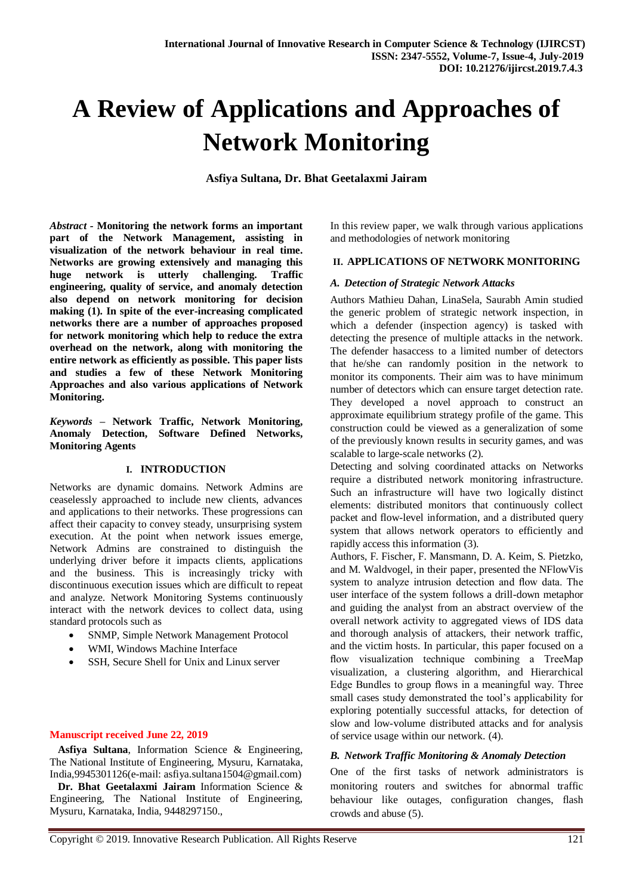# A Review of Applications and Approaches of Network Monitoring

**Asfiya Sultana, Dr. Bhat Geetalaxmi Jairam**

***Abstract*** **- Monitoring the network forms an important part of the Network Management, assisting in visualization of the network behaviour in real time. Networks are growing extensively and managing this huge network is utterly challenging. Traffic engineering, quality of service, and anomaly detection also depend on network monitoring for decision making (1). In spite of the ever-increasing complicated networks there are a number of approaches proposed for network monitoring which help to reduce the extra overhead on the network, along with monitoring the entire network as efficiently as possible. This paper lists and studies a few of these Network Monitoring Approaches and also various applications of Network Monitoring.**

***Keywords*** **– Network Traffic, Network Monitoring, Anomaly Detection, Software Defined Networks, Monitoring Agents**

## I. INTRODUCTION

Networks are dynamic domains. Network Admins are ceaselessly approached to include new clients, advances and applications to their networks. These progressions can affect their capacity to convey steady, unsurprising system execution. At the point when network issues emerge, Network Admins are constrained to distinguish the underlying driver before it impacts clients, applications and the business. This is increasingly tricky with discontinuous execution issues which are difficult to repeat and analyze. Network Monitoring Systems continuously interact with the network devices to collect data, using standard protocols such as

- SNMP, Simple Network Management Protocol
- WMI, Windows Machine Interface
- SSH, Secure Shell for Unix and Linux server

**Manuscript received June 22, 2019**

**Asfiya Sultana**, Information Science & Engineering, The National Institute of Engineering, Mysuru, Karnataka, India,9945301126(e-mail: asfiya.sultana1504@gmail.com)

**Dr. Bhat Geetalaxmi Jairam** Information Science & Engineering, The National Institute of Engineering, Mysuru, Karnataka, India, 9448297150.,

In this review paper, we walk through various applications and methodologies of network monitoring

## II. APPLICATIONS OF NETWORK MONITORING

### *A. Detection of Strategic Network Attacks*

Authors Mathieu Dahan, LinaSela, Saurabh Amin studied the generic problem of strategic network inspection, in which a defender (inspection agency) is tasked with detecting the presence of multiple attacks in the network. The defender hasaccess to a limited number of detectors that he/she can randomly position in the network to monitor its components. Their aim was to have minimum number of detectors which can ensure target detection rate. They developed a novel approach to construct an approximate equilibrium strategy profile of the game. This construction could be viewed as a generalization of some of the previously known results in security games, and was scalable to large-scale networks (2).

Detecting and solving coordinated attacks on Networks require a distributed network monitoring infrastructure. Such an infrastructure will have two logically distinct elements: distributed monitors that continuously collect packet and flow-level information, and a distributed query system that allows network operators to efficiently and rapidly access this information (3).

Authors, F. Fischer, F. Mansmann, D. A. Keim, S. Pietzko, and M. Waldvogel, in their paper, presented the NFlowVis system to analyze intrusion detection and flow data. The user interface of the system follows a drill-down metaphor and guiding the analyst from an abstract overview of the overall network activity to aggregated views of IDS data and thorough analysis of attackers, their network traffic, and the victim hosts. In particular, this paper focused on a flow visualization technique combining a TreeMap visualization, a clustering algorithm, and Hierarchical Edge Bundles to group flows in a meaningful way. Three small cases study demonstrated the tool's applicability for exploring potentially successful attacks, for detection of slow and low-volume distributed attacks and for analysis of service usage within our network. (4).

### *B. Network Traffic Monitoring & Anomaly Detection*

One of the first tasks of network administrators is monitoring routers and switches for abnormal traffic behaviour like outages, configuration changes, flash crowds and abuse (5).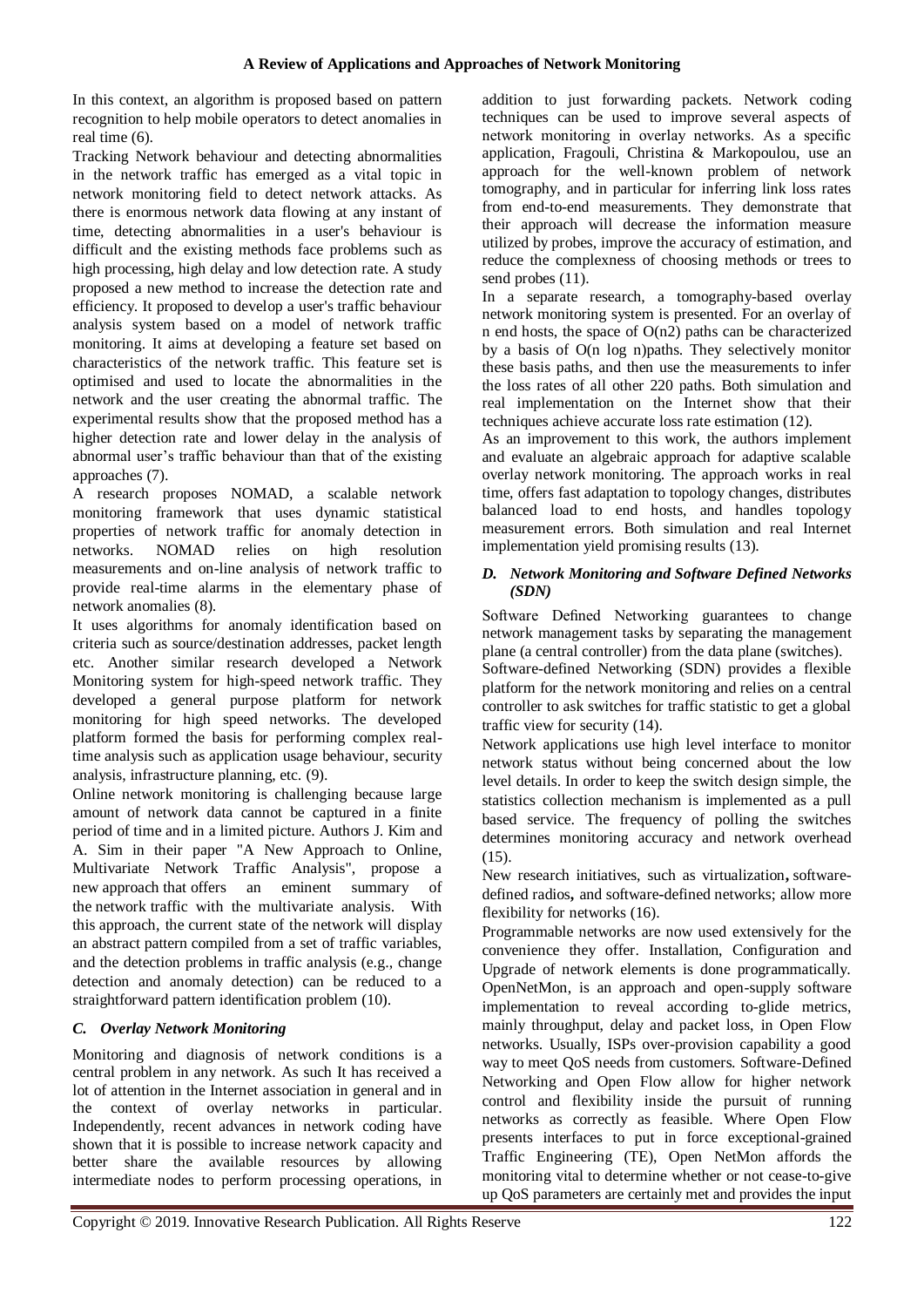In this context, an algorithm is proposed based on pattern recognition to help mobile operators to detect anomalies in real time (6).

Tracking Network behaviour and detecting abnormalities in the network traffic has emerged as a vital topic in network monitoring field to detect network attacks. As there is enormous network data flowing at any instant of time, detecting abnormalities in a user's behaviour is difficult and the existing methods face problems such as high processing, high delay and low detection rate. A study proposed a new method to increase the detection rate and efficiency. It proposed to develop a user's traffic behaviour analysis system based on a model of network traffic monitoring. It aims at developing a feature set based on characteristics of the network traffic. This feature set is optimised and used to locate the abnormalities in the network and the user creating the abnormal traffic. The experimental results show that the proposed method has a higher detection rate and lower delay in the analysis of abnormal user's traffic behaviour than that of the existing approaches (7).

A research proposes NOMAD, a scalable network monitoring framework that uses dynamic statistical properties of network traffic for anomaly detection in networks. NOMAD relies on high resolution measurements and on-line analysis of network traffic to provide real-time alarms in the elementary phase of network anomalies (8).

It uses algorithms for anomaly identification based on criteria such as source/destination addresses, packet length etc. Another similar research developed a Network Monitoring system for high-speed network traffic. They developed a general purpose platform for network monitoring for high speed networks. The developed platform formed the basis for performing complex real-time analysis such as application usage behaviour, security analysis, infrastructure planning, etc. (9).

Online network monitoring is challenging because large amount of network data cannot be captured in a finite period of time and in a limited picture. Authors J. Kim and A. Sim in their paper "A New Approach to Online, Multivariate Network Traffic Analysis", propose a new approach that offers an eminent summary of the network traffic with the multivariate analysis. With this approach, the current state of the network will display an abstract pattern compiled from a set of traffic variables, and the detection problems in traffic analysis (e.g., change detection and anomaly detection) can be reduced to a straightforward pattern identification problem (10).

### *C. Overlay Network Monitoring*

Monitoring and diagnosis of network conditions is a central problem in any network. As such It has received a lot of attention in the Internet association in general and in the context of overlay networks in particular. Independently, recent advances in network coding have shown that it is possible to increase network capacity and better share the available resources by allowing intermediate nodes to perform processing operations, in addition to just forwarding packets. Network coding techniques can be used to improve several aspects of network monitoring in overlay networks. As a specific application, Fragouli, Christina & Markopoulou, use an approach for the well-known problem of network tomography, and in particular for inferring link loss rates from end-to-end measurements. They demonstrate that their approach will decrease the information measure utilized by probes, improve the accuracy of estimation, and reduce the complexness of choosing methods or trees to send probes (11).

In a separate research, a tomography-based overlay network monitoring system is presented. For an overlay of n end hosts, the space of O(n2) paths can be characterized by a basis of O(n log n)paths. They selectively monitor these basis paths, and then use the measurements to infer the loss rates of all other 220 paths. Both simulation and real implementation on the Internet show that their techniques achieve accurate loss rate estimation (12).

As an improvement to this work, the authors implement and evaluate an algebraic approach for adaptive scalable overlay network monitoring. The approach works in real time, offers fast adaptation to topology changes, distributes balanced load to end hosts, and handles topology measurement errors. Both simulation and real Internet implementation yield promising results (13).

### *D. Network Monitoring and Software Defined Networks (SDN)*

Software Defined Networking guarantees to change network management tasks by separating the management plane (a central controller) from the data plane (switches).

Software-defined Networking (SDN) provides a flexible platform for the network monitoring and relies on a central controller to ask switches for traffic statistic to get a global traffic view for security (14).

Network applications use high level interface to monitor network status without being concerned about the low level details. In order to keep the switch design simple, the statistics collection mechanism is implemented as a pull based service. The frequency of polling the switches determines monitoring accuracy and network overhead (15).

New research initiatives, such as virtualization**,** software-defined radios**,** and software-defined networks; allow more flexibility for networks (16).

Programmable networks are now used extensively for the convenience they offer. Installation, Configuration and Upgrade of network elements is done programmatically. OpenNetMon, is an approach and open-supply software implementation to reveal according to-glide metrics, mainly throughput, delay and packet loss, in Open Flow networks. Usually, ISPs over-provision capability a good way to meet QoS needs from customers. Software-Defined Networking and Open Flow allow for higher network control and flexibility inside the pursuit of running networks as correctly as feasible. Where Open Flow presents interfaces to put in force exceptional-grained Traffic Engineering (TE), Open NetMon affords the monitoring vital to determine whether or not cease-to-give up QoS parameters are certainly met and provides the input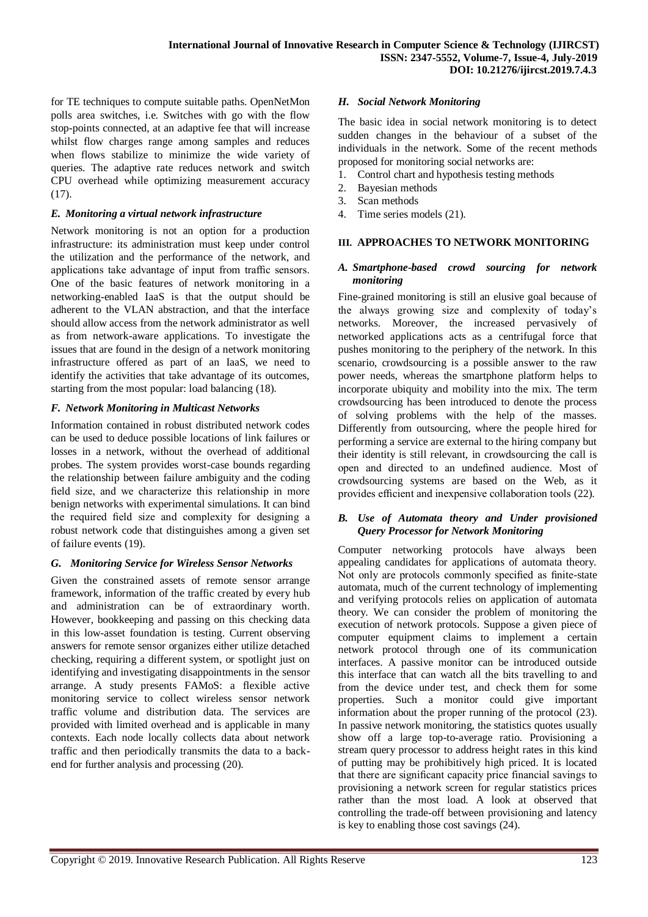for TE techniques to compute suitable paths. OpenNetMon polls area switches, i.e. Switches with go with the flow stop-points connected, at an adaptive fee that will increase whilst flow charges range among samples and reduces when flows stabilize to minimize the wide variety of queries. The adaptive rate reduces network and switch CPU overhead while optimizing measurement accuracy (17).

### *E. Monitoring a virtual network infrastructure*

Network monitoring is not an option for a production infrastructure: its administration must keep under control the utilization and the performance of the network, and applications take advantage of input from traffic sensors. One of the basic features of network monitoring in a networking-enabled IaaS is that the output should be adherent to the VLAN abstraction, and that the interface should allow access from the network administrator as well as from network-aware applications. To investigate the issues that are found in the design of a network monitoring infrastructure offered as part of an IaaS, we need to identify the activities that take advantage of its outcomes, starting from the most popular: load balancing (18).

### *F. Network Monitoring in Multicast Networks*

Information contained in robust distributed network codes can be used to deduce possible locations of link failures or losses in a network, without the overhead of additional probes. The system provides worst-case bounds regarding the relationship between failure ambiguity and the coding field size, and we characterize this relationship in more benign networks with experimental simulations. It can bind the required field size and complexity for designing a robust network code that distinguishes among a given set of failure events (19).

### *G. Monitoring Service for Wireless Sensor Networks*

Given the constrained assets of remote sensor arrange framework, information of the traffic created by every hub and administration can be of extraordinary worth. However, bookkeeping and passing on this checking data in this low-asset foundation is testing. Current observing answers for remote sensor organizes either utilize detached checking, requiring a different system, or spotlight just on identifying and investigating disappointments in the sensor arrange. A study presents FAMoS: a flexible active monitoring service to collect wireless sensor network traffic volume and distribution data. The services are provided with limited overhead and is applicable in many contexts. Each node locally collects data about network traffic and then periodically transmits the data to a back-end for further analysis and processing (20).

### *H. Social Network Monitoring*

The basic idea in social network monitoring is to detect sudden changes in the behaviour of a subset of the individuals in the network. Some of the recent methods proposed for monitoring social networks are:

1. Control chart and hypothesis testing methods
2. Bayesian methods
3. Scan methods
4. Time series models (21).

## III. APPROACHES TO NETWORK MONITORING

### *A. Smartphone-based crowd sourcing for network monitoring*

Fine-grained monitoring is still an elusive goal because of the always growing size and complexity of today's networks. Moreover, the increased pervasively of networked applications acts as a centrifugal force that pushes monitoring to the periphery of the network. In this scenario, crowdsourcing is a possible answer to the raw power needs, whereas the smartphone platform helps to incorporate ubiquity and mobility into the mix. The term crowdsourcing has been introduced to denote the process of solving problems with the help of the masses. Differently from outsourcing, where the people hired for performing a service are external to the hiring company but their identity is still relevant, in crowdsourcing the call is open and directed to an undefined audience. Most of crowdsourcing systems are based on the Web, as it provides efficient and inexpensive collaboration tools (22).

### *B. Use of Automata theory and Under provisioned Query Processor for Network Monitoring*

Computer networking protocols have always been appealing candidates for applications of automata theory. Not only are protocols commonly specified as finite-state automata, much of the current technology of implementing and verifying protocols relies on application of automata theory. We can consider the problem of monitoring the execution of network protocols. Suppose a given piece of computer equipment claims to implement a certain network protocol through one of its communication interfaces. A passive monitor can be introduced outside this interface that can watch all the bits travelling to and from the device under test, and check them for some properties. Such a monitor could give important information about the proper running of the protocol (23). In passive network monitoring, the statistics quotes usually show off a large top-to-average ratio. Provisioning a stream query processor to address height rates in this kind of putting may be prohibitively high priced. It is located that there are significant capacity price financial savings to provisioning a network screen for regular statistics prices rather than the most load. A look at observed that controlling the trade-off between provisioning and latency is key to enabling those cost savings (24).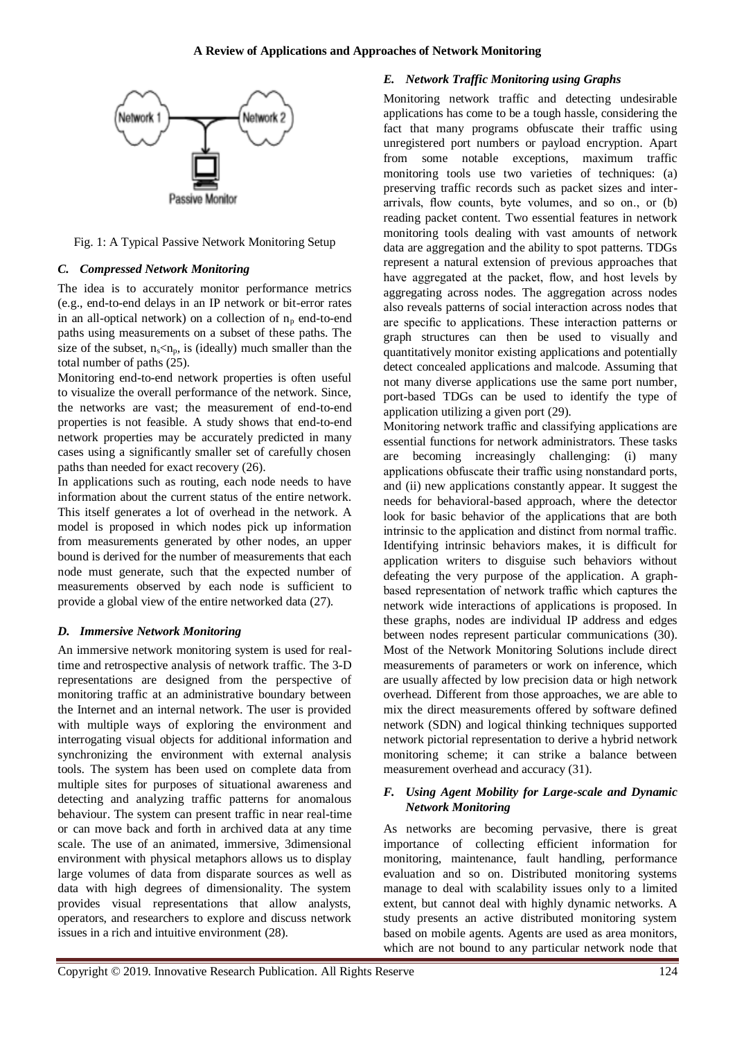Fig. 1: A Typical Passive Network Monitoring Setup

### C. Compressed Network Monitoring

The idea is to accurately monitor performance metrics (e.g., end-to-end delays in an IP network or bit-error rates in an all-optical network) on a collection of $n_p$ end-to-end paths using measurements on a subset of these paths. The size of the subset, $n_s<n_p$, is (ideally) much smaller than the total number of paths (25).

Monitoring end-to-end network properties is often useful to visualize the overall performance of the network. Since, the networks are vast; the measurement of end-to-end properties is not feasible. A study shows that end-to-end network properties may be accurately predicted in many cases using a significantly smaller set of carefully chosen paths than needed for exact recovery (26).

In applications such as routing, each node needs to have information about the current status of the entire network. This itself generates a lot of overhead in the network. A model is proposed in which nodes pick up information from measurements generated by other nodes, an upper bound is derived for the number of measurements that each node must generate, such that the expected number of measurements observed by each node is sufficient to provide a global view of the entire networked data (27).

### D. Immersive Network Monitoring

An immersive network monitoring system is used for real-time and retrospective analysis of network traffic. The 3-D representations are designed from the perspective of monitoring traffic at an administrative boundary between the Internet and an internal network. The user is provided with multiple ways of exploring the environment and interrogating visual objects for additional information and synchronizing the environment with external analysis tools. The system has been used on complete data from multiple sites for purposes of situational awareness and detecting and analyzing traffic patterns for anomalous behaviour. The system can present traffic in near real-time or can move back and forth in archived data at any time scale. The use of an animated, immersive, 3dimensional environment with physical metaphors allows us to display large volumes of data from disparate sources as well as data with high degrees of dimensionality. The system provides visual representations that allow analysts, operators, and researchers to explore and discuss network issues in a rich and intuitive environment (28).

### E. Network Traffic Monitoring using Graphs

Monitoring network traffic and detecting undesirable applications has come to be a tough hassle, considering the fact that many programs obfuscate their traffic using unregistered port numbers or payload encryption. Apart from some notable exceptions, maximum traffic monitoring tools use two varieties of techniques: (a) preserving traffic records such as packet sizes and inter-arrivals, flow counts, byte volumes, and so on., or (b) reading packet content. Two essential features in network monitoring tools dealing with vast amounts of network data are aggregation and the ability to spot patterns. TDGs represent a natural extension of previous approaches that have aggregated at the packet, flow, and host levels by aggregating across nodes. The aggregation across nodes also reveals patterns of social interaction across nodes that are specific to applications. These interaction patterns or graph structures can then be used to visually and quantitatively monitor existing applications and potentially detect concealed applications and malcode. Assuming that not many diverse applications use the same port number, port-based TDGs can be used to identify the type of application utilizing a given port (29).

Monitoring network traffic and classifying applications are essential functions for network administrators. These tasks are becoming increasingly challenging: (i) many applications obfuscate their traffic using nonstandard ports, and (ii) new applications constantly appear. It suggest the needs for behavioral-based approach, where the detector look for basic behavior of the applications that are both intrinsic to the application and distinct from normal traffic. Identifying intrinsic behaviors makes, it is difficult for application writers to disguise such behaviors without defeating the very purpose of the application. A graph-based representation of network traffic which captures the network wide interactions of applications is proposed. In these graphs, nodes are individual IP address and edges between nodes represent particular communications (30).

Most of the Network Monitoring Solutions include direct measurements of parameters or work on inference, which are usually affected by low precision data or high network overhead. Different from those approaches, we are able to mix the direct measurements offered by software defined network (SDN) and logical thinking techniques supported network pictorial representation to derive a hybrid network monitoring scheme; it can strike a balance between measurement overhead and accuracy (31).

### F. Using Agent Mobility for Large-scale and Dynamic Network Monitoring

As networks are becoming pervasive, there is great importance of collecting efficient information for monitoring, maintenance, fault handling, performance evaluation and so on. Distributed monitoring systems manage to deal with scalability issues only to a limited extent, but cannot deal with highly dynamic networks. A study presents an active distributed monitoring system based on mobile agents. Agents are used as area monitors, which are not bound to any particular network node that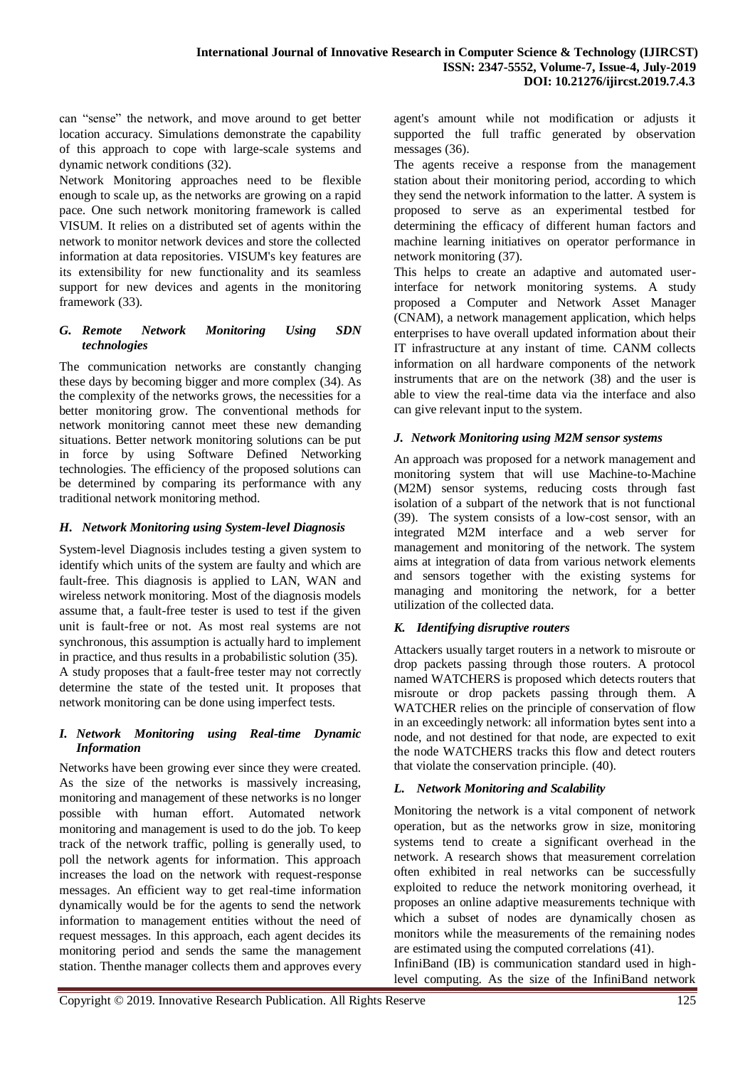can "sense" the network, and move around to get better location accuracy. Simulations demonstrate the capability of this approach to cope with large-scale systems and dynamic network conditions (32).

Network Monitoring approaches need to be flexible enough to scale up, as the networks are growing on a rapid pace. One such network monitoring framework is called VISUM. It relies on a distributed set of agents within the network to monitor network devices and store the collected information at data repositories. VISUM's key features are its extensibility for new functionality and its seamless support for new devices and agents in the monitoring framework (33).

### *G. Remote Network Monitoring Using SDN technologies*

The communication networks are constantly changing these days by becoming bigger and more complex (34). As the complexity of the networks grows, the necessities for a better monitoring grow. The conventional methods for network monitoring cannot meet these new demanding situations. Better network monitoring solutions can be put in force by using Software Defined Networking technologies. The efficiency of the proposed solutions can be determined by comparing its performance with any traditional network monitoring method.

### *H. Network Monitoring using System-level Diagnosis*

System-level Diagnosis includes testing a given system to identify which units of the system are faulty and which are fault-free. This diagnosis is applied to LAN, WAN and wireless network monitoring. Most of the diagnosis models assume that, a fault-free tester is used to test if the given unit is fault-free or not. As most real systems are not synchronous, this assumption is actually hard to implement in practice, and thus results in a probabilistic solution (35).

A study proposes that a fault-free tester may not correctly determine the state of the tested unit. It proposes that network monitoring can be done using imperfect tests.

### *I. Network Monitoring using Real-time Dynamic Information*

Networks have been growing ever since they were created. As the size of the networks is massively increasing, monitoring and management of these networks is no longer possible with human effort. Automated network monitoring and management is used to do the job. To keep track of the network traffic, polling is generally used, to poll the network agents for information. This approach increases the load on the network with request-response messages. An efficient way to get real-time information dynamically would be for the agents to send the network information to management entities without the need of request messages. In this approach, each agent decides its monitoring period and sends the same the management station. Thenthe manager collects them and approves every agent's amount while not modification or adjusts it supported the full traffic generated by observation messages (36).

The agents receive a response from the management station about their monitoring period, according to which they send the network information to the latter. A system is proposed to serve as an experimental testbed for determining the efficacy of different human factors and machine learning initiatives on operator performance in network monitoring (37).

This helps to create an adaptive and automated user-interface for network monitoring systems. A study proposed a Computer and Network Asset Manager (CNAM), a network management application, which helps enterprises to have overall updated information about their IT infrastructure at any instant of time. CANM collects information on all hardware components of the network instruments that are on the network (38) and the user is able to view the real-time data via the interface and also can give relevant input to the system.

### *J. Network Monitoring using M2M sensor systems*

An approach was proposed for a network management and monitoring system that will use Machine-to-Machine (M2M) sensor systems, reducing costs through fast isolation of a subpart of the network that is not functional (39). The system consists of a low-cost sensor, with an integrated M2M interface and a web server for management and monitoring of the network. The system aims at integration of data from various network elements and sensors together with the existing systems for managing and monitoring the network, for a better utilization of the collected data.

### *K. Identifying disruptive routers*

Attackers usually target routers in a network to misroute or drop packets passing through those routers. A protocol named WATCHERS is proposed which detects routers that misroute or drop packets passing through them. A WATCHER relies on the principle of conservation of flow in an exceedingly network: all information bytes sent into a node, and not destined for that node, are expected to exit the node WATCHERS tracks this flow and detect routers that violate the conservation principle. (40).

### *L. Network Monitoring and Scalability*

Monitoring the network is a vital component of network operation, but as the networks grow in size, monitoring systems tend to create a significant overhead in the network. A research shows that measurement correlation often exhibited in real networks can be successfully exploited to reduce the network monitoring overhead, it proposes an online adaptive measurements technique with which a subset of nodes are dynamically chosen as monitors while the measurements of the remaining nodes are estimated using the computed correlations (41).

InfiniBand (IB) is communication standard used in high-level computing. As the size of the InfiniBand network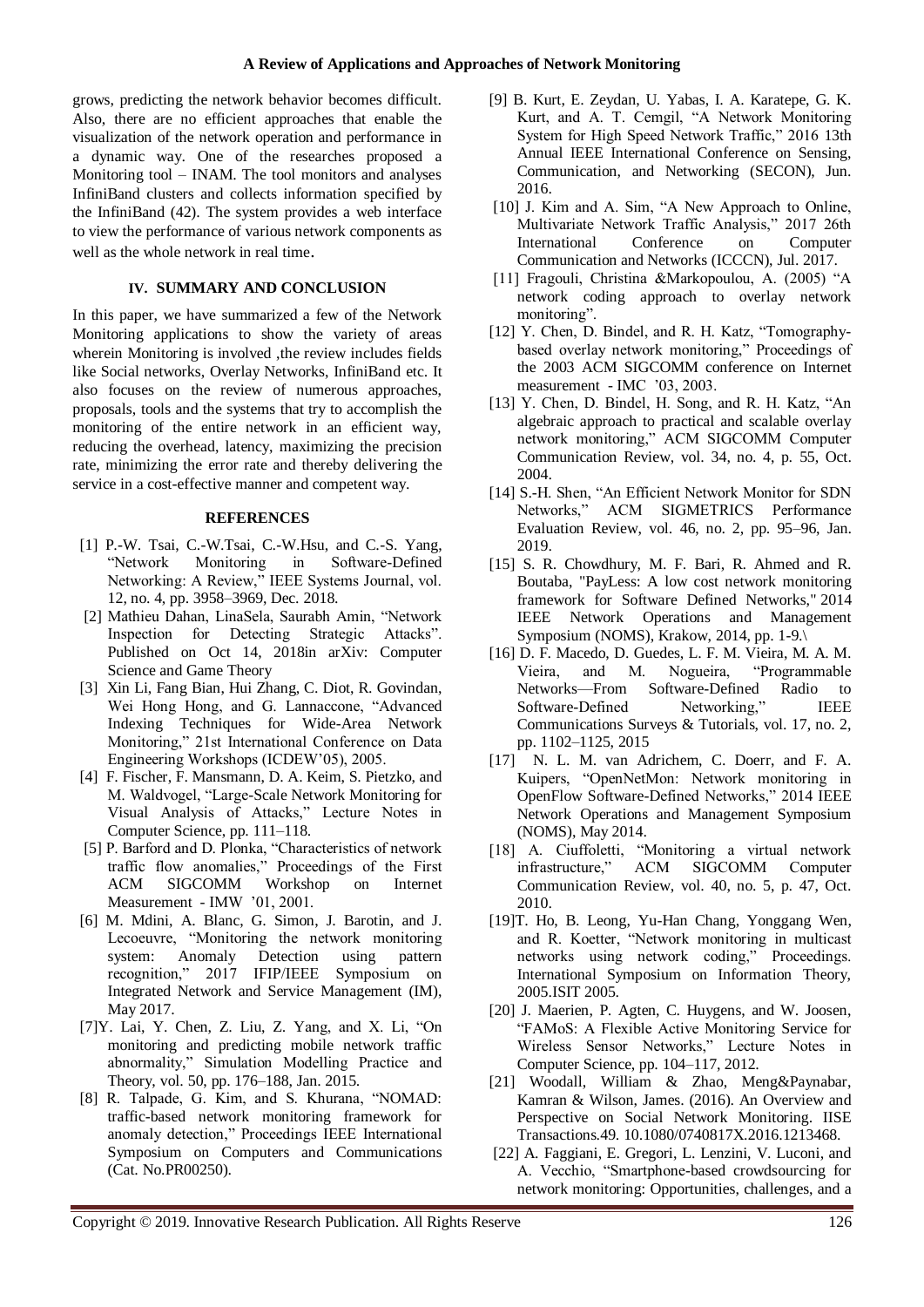grows, predicting the network behavior becomes difficult. Also, there are no efficient approaches that enable the visualization of the network operation and performance in a dynamic way. One of the researches proposed a Monitoring tool – INAM. The tool monitors and analyses InfiniBand clusters and collects information specified by the InfiniBand (42). The system provides a web interface to view the performance of various network components as well as the whole network in real time.

## IV. SUMMARY AND CONCLUSION

In this paper, we have summarized a few of the Network Monitoring applications to show the variety of areas wherein Monitoring is involved ,the review includes fields like Social networks, Overlay Networks, InfiniBand etc. It also focuses on the review of numerous approaches, proposals, tools and the systems that try to accomplish the monitoring of the entire network in an efficient way, reducing the overhead, latency, maximizing the precision rate, minimizing the error rate and thereby delivering the service in a cost-effective manner and competent way.

## REFERENCES

[1] P.-W. Tsai, C.-W.Tsai, C.-W.Hsu, and C.-S. Yang, "Network Monitoring in Software-Defined Networking: A Review," IEEE Systems Journal, vol. 12, no. 4, pp. 3958–3969, Dec. 2018.

[2] Mathieu Dahan, LinaSela, Saurabh Amin, "Network Inspection for Detecting Strategic Attacks". Published on Oct 14, 2018in arXiv: Computer Science and Game Theory

[3] Xin Li, Fang Bian, Hui Zhang, C. Diot, R. Govindan, Wei Hong Hong, and G. Lannaccone, "Advanced Indexing Techniques for Wide-Area Network Monitoring," 21st International Conference on Data Engineering Workshops (ICDEW'05), 2005.

[4] F. Fischer, F. Mansmann, D. A. Keim, S. Pietzko, and M. Waldvogel, "Large-Scale Network Monitoring for Visual Analysis of Attacks," Lecture Notes in Computer Science, pp. 111–118.

[5] P. Barford and D. Plonka, "Characteristics of network traffic flow anomalies," Proceedings of the First ACM SIGCOMM Workshop on Internet Measurement - IMW '01, 2001.

[6] M. Mdini, A. Blanc, G. Simon, J. Barotin, and J. Lecoeuvre, "Monitoring the network monitoring system: Anomaly Detection using pattern recognition," 2017 IFIP/IEEE Symposium on Integrated Network and Service Management (IM), May 2017.

[7]Y. Lai, Y. Chen, Z. Liu, Z. Yang, and X. Li, "On monitoring and predicting mobile network traffic abnormality," Simulation Modelling Practice and Theory, vol. 50, pp. 176–188, Jan. 2015.

[8] R. Talpade, G. Kim, and S. Khurana, "NOMAD: traffic-based network monitoring framework for anomaly detection," Proceedings IEEE International Symposium on Computers and Communications (Cat. No.PR00250).

[9] B. Kurt, E. Zeydan, U. Yabas, I. A. Karatepe, G. K. Kurt, and A. T. Cemgil, "A Network Monitoring System for High Speed Network Traffic," 2016 13th Annual IEEE International Conference on Sensing, Communication, and Networking (SECON), Jun. 2016.

[10] J. Kim and A. Sim, "A New Approach to Online, Multivariate Network Traffic Analysis," 2017 26th International Conference on Computer Communication and Networks (ICCCN), Jul. 2017.

[11] Fragouli, Christina &Markopoulou, A. (2005) "A network coding approach to overlay network monitoring".

[12] Y. Chen, D. Bindel, and R. H. Katz, "Tomography-based overlay network monitoring," Proceedings of the 2003 ACM SIGCOMM conference on Internet measurement - IMC '03, 2003.

[13] Y. Chen, D. Bindel, H. Song, and R. H. Katz, "An algebraic approach to practical and scalable overlay network monitoring," ACM SIGCOMM Computer Communication Review, vol. 34, no. 4, p. 55, Oct. 2004.

[14] S.-H. Shen, "An Efficient Network Monitor for SDN Networks," ACM SIGMETRICS Performance Evaluation Review, vol. 46, no. 2, pp. 95–96, Jan. 2019.

[15] S. R. Chowdhury, M. F. Bari, R. Ahmed and R. Boutaba, "PayLess: A low cost network monitoring framework for Software Defined Networks," 2014 IEEE Network Operations and Management Symposium (NOMS), Krakow, 2014, pp. 1-9.\

[16] D. F. Macedo, D. Guedes, L. F. M. Vieira, M. A. M. Vieira, and M. Nogueira, "Programmable Networks—From Software-Defined Radio to Software-Defined Networking," IEEE Communications Surveys & Tutorials, vol. 17, no. 2, pp. 1102–1125, 2015

[17] N. L. M. van Adrichem, C. Doerr, and F. A. Kuipers, "OpenNetMon: Network monitoring in OpenFlow Software-Defined Networks," 2014 IEEE Network Operations and Management Symposium (NOMS), May 2014.

[18] A. Ciuffoletti, "Monitoring a virtual network infrastructure," ACM SIGCOMM Computer Communication Review, vol. 40, no. 5, p. 47, Oct. 2010.

[19]T. Ho, B. Leong, Yu-Han Chang, Yonggang Wen, and R. Koetter, "Network monitoring in multicast networks using network coding," Proceedings. International Symposium on Information Theory, 2005.ISIT 2005.

[20] J. Maerien, P. Agten, C. Huygens, and W. Joosen, "FAMoS: A Flexible Active Monitoring Service for Wireless Sensor Networks," Lecture Notes in Computer Science, pp. 104–117, 2012.

[21] Woodall, William & Zhao, Meng&Paynabar, Kamran & Wilson, James. (2016). An Overview and Perspective on Social Network Monitoring. IISE Transactions.49. 10.1080/0740817X.2016.1213468.

[22] A. Faggiani, E. Gregori, L. Lenzini, V. Luconi, and A. Vecchio, "Smartphone-based crowdsourcing for network monitoring: Opportunities, challenges, and a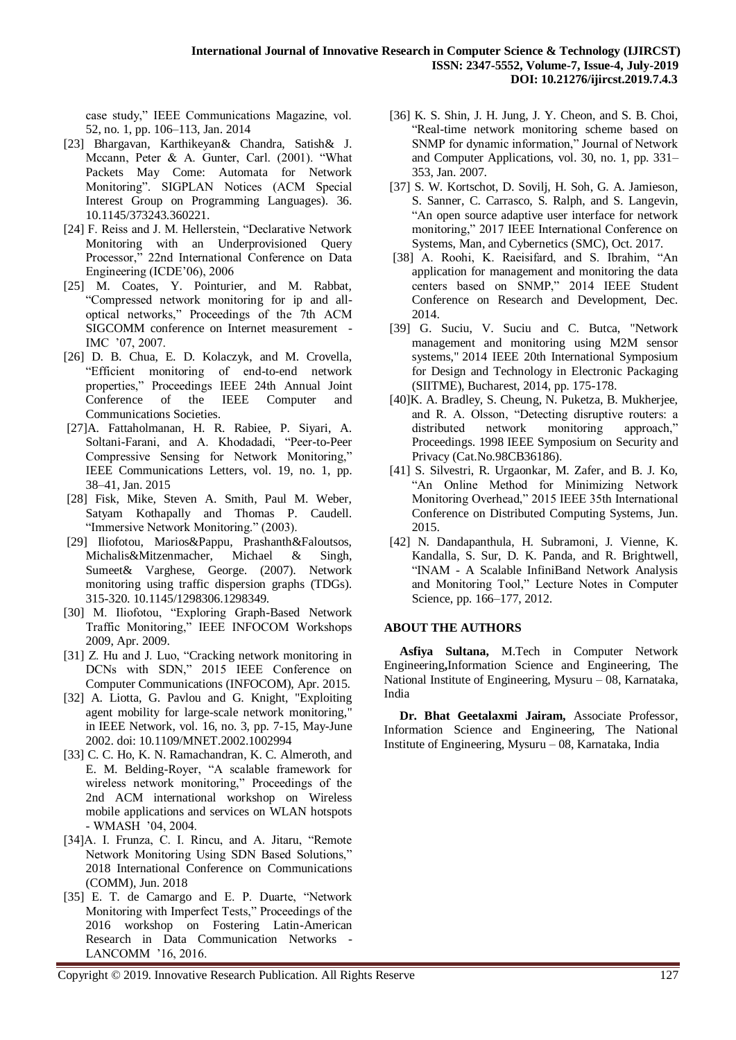case study," IEEE Communications Magazine, vol. 52, no. 1, pp. 106–113, Jan. 2014

[23] Bhargavan, Karthikeyan& Chandra, Satish& J. Mccann, Peter & A. Gunter, Carl. (2001). "What Packets May Come: Automata for Network Monitoring". SIGPLAN Notices (ACM Special Interest Group on Programming Languages). 36. 10.1145/373243.360221.

[24] F. Reiss and J. M. Hellerstein, "Declarative Network Monitoring with an Underprovisioned Query Processor," 22nd International Conference on Data Engineering (ICDE'06), 2006

[25] M. Coates, Y. Pointurier, and M. Rabbat, "Compressed network monitoring for ip and all-optical networks," Proceedings of the 7th ACM SIGCOMM conference on Internet measurement - IMC '07, 2007.

[26] D. B. Chua, E. D. Kolaczyk, and M. Crovella, "Efficient monitoring of end-to-end network properties," Proceedings IEEE 24th Annual Joint Conference of the IEEE Computer and Communications Societies.

[27]A. Fattaholmanan, H. R. Rabiee, P. Siyari, A. Soltani-Farani, and A. Khodadadi, "Peer-to-Peer Compressive Sensing for Network Monitoring," IEEE Communications Letters, vol. 19, no. 1, pp. 38–41, Jan. 2015

[28] Fisk, Mike, Steven A. Smith, Paul M. Weber, Satyam Kothapally and Thomas P. Caudell. "Immersive Network Monitoring." (2003).

[29] Iliofotou, Marios&Pappu, Prashanth&Faloutsos, Michalis&Mitzenmacher, Michael & Singh, Sumeet& Varghese, George. (2007). Network monitoring using traffic dispersion graphs (TDGs). 315-320. 10.1145/1298306.1298349.

[30] M. Iliofotou, "Exploring Graph-Based Network Traffic Monitoring," IEEE INFOCOM Workshops 2009, Apr. 2009.

[31] Z. Hu and J. Luo, "Cracking network monitoring in DCNs with SDN," 2015 IEEE Conference on Computer Communications (INFOCOM), Apr. 2015.

[32] A. Liotta, G. Pavlou and G. Knight, "Exploiting agent mobility for large-scale network monitoring," in IEEE Network, vol. 16, no. 3, pp. 7-15, May-June 2002. doi: 10.1109/MNET.2002.1002994

[33] C. C. Ho, K. N. Ramachandran, K. C. Almeroth, and E. M. Belding-Royer, "A scalable framework for wireless network monitoring," Proceedings of the 2nd ACM international workshop on Wireless mobile applications and services on WLAN hotspots - WMASH '04, 2004.

[34]A. I. Frunza, C. I. Rincu, and A. Jitaru, "Remote Network Monitoring Using SDN Based Solutions," 2018 International Conference on Communications (COMM), Jun. 2018

[35] E. T. de Camargo and E. P. Duarte, "Network Monitoring with Imperfect Tests," Proceedings of the 2016 workshop on Fostering Latin-American Research in Data Communication Networks - LANCOMM '16, 2016.

[36] K. S. Shin, J. H. Jung, J. Y. Cheon, and S. B. Choi, "Real-time network monitoring scheme based on SNMP for dynamic information," Journal of Network and Computer Applications, vol. 30, no. 1, pp. 331–353, Jan. 2007.

[37] S. W. Kortschot, D. Sovilj, H. Soh, G. A. Jamieson, S. Sanner, C. Carrasco, S. Ralph, and S. Langevin, "An open source adaptive user interface for network monitoring," 2017 IEEE International Conference on Systems, Man, and Cybernetics (SMC), Oct. 2017.

[38] A. Roohi, K. Raeisifard, and S. Ibrahim, "An application for management and monitoring the data centers based on SNMP," 2014 IEEE Student Conference on Research and Development, Dec. 2014.

[39] G. Suciu, V. Suciu and C. Butca, "Network management and monitoring using M2M sensor systems," 2014 IEEE 20th International Symposium for Design and Technology in Electronic Packaging (SIITME), Bucharest, 2014, pp. 175-178.

[40]K. A. Bradley, S. Cheung, N. Puketza, B. Mukherjee, and R. A. Olsson, "Detecting disruptive routers: a distributed network monitoring approach," Proceedings. 1998 IEEE Symposium on Security and Privacy (Cat.No.98CB36186).

[41] S. Silvestri, R. Urgaonkar, M. Zafer, and B. J. Ko, "An Online Method for Minimizing Network Monitoring Overhead," 2015 IEEE 35th International Conference on Distributed Computing Systems, Jun. 2015.

[42] N. Dandapanthula, H. Subramoni, J. Vienne, K. Kandalla, S. Sur, D. K. Panda, and R. Brightwell, "INAM - A Scalable InfiniBand Network Analysis and Monitoring Tool," Lecture Notes in Computer Science, pp. 166–177, 2012.

## ABOUT THE AUTHORS

**Asfiya Sultana,** M.Tech in Computer Network Engineering**,**Information Science and Engineering, The National Institute of Engineering, Mysuru – 08, Karnataka, India

**Dr. Bhat Geetalaxmi Jairam,** Associate Professor, Information Science and Engineering, The National Institute of Engineering, Mysuru – 08, Karnataka, India